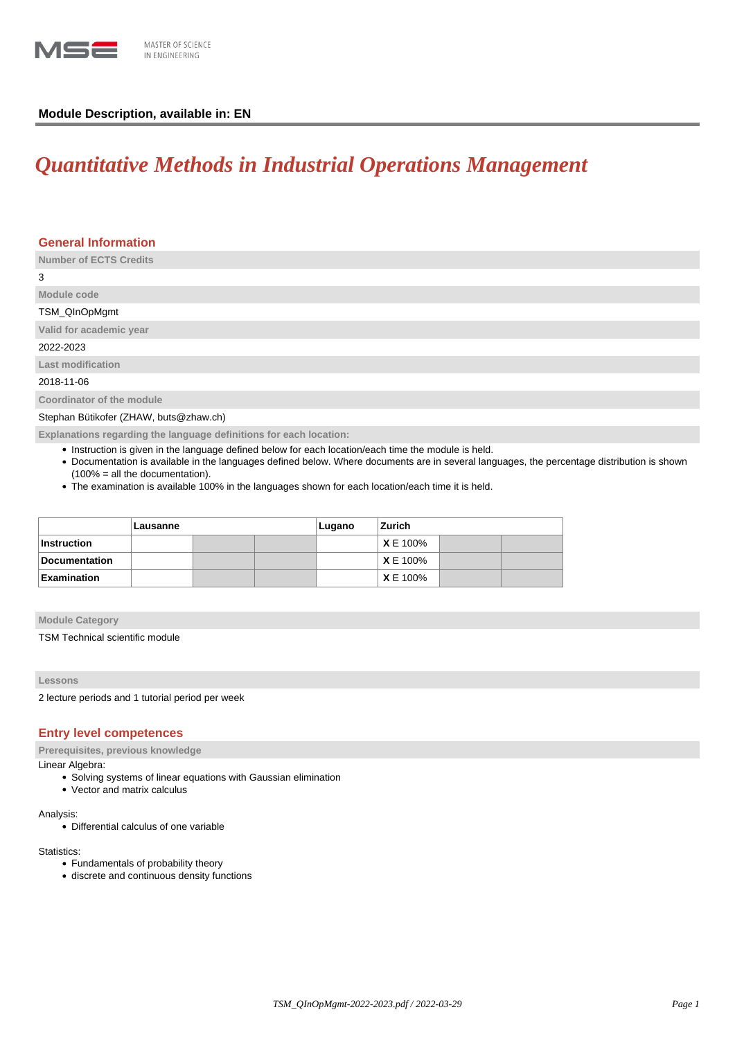**Module Description, available in: EN**

# *Quantitative Methods in Industrial Operations Management*

## General Information

**Number of ECTS Credits**

3

**Module code**

TSM_QInOpMgmt

**Valid for academic year**

2022-2023

**Last modification**

2018-11-06

**Coordinator of the module**

Stephan Bütikofer (ZHAW, buts@zhaw.ch)

**Explanations regarding the language definitions for each location:**

- Instruction is given in the language defined below for each location/each time the module is held.
- Documentation is available in the languages defined below. Where documents are in several languages, the percentage distribution is shown (100% = all the documentation).
- The examination is available 100% in the languages shown for each location/each time it is held.

| | Lausanne | | | Lugano | Zurich | | |
|---|---|---|---|---|---|---|---|
| **Instruction** | | | | | **X** E 100% | | |
| **Documentation** | | | | | **X** E 100% | | |
| **Examination** | | | | | **X** E 100% | | |

**Module Category**

TSM Technical scientific module

**Lessons**

2 lecture periods and 1 tutorial period per week

## Entry level competences

**Prerequisites, previous knowledge**

Linear Algebra:

- Solving systems of linear equations with Gaussian elimination
- Vector and matrix calculus

Analysis:

- Differential calculus of one variable

Statistics:

- Fundamentals of probability theory
- discrete and continuous density functions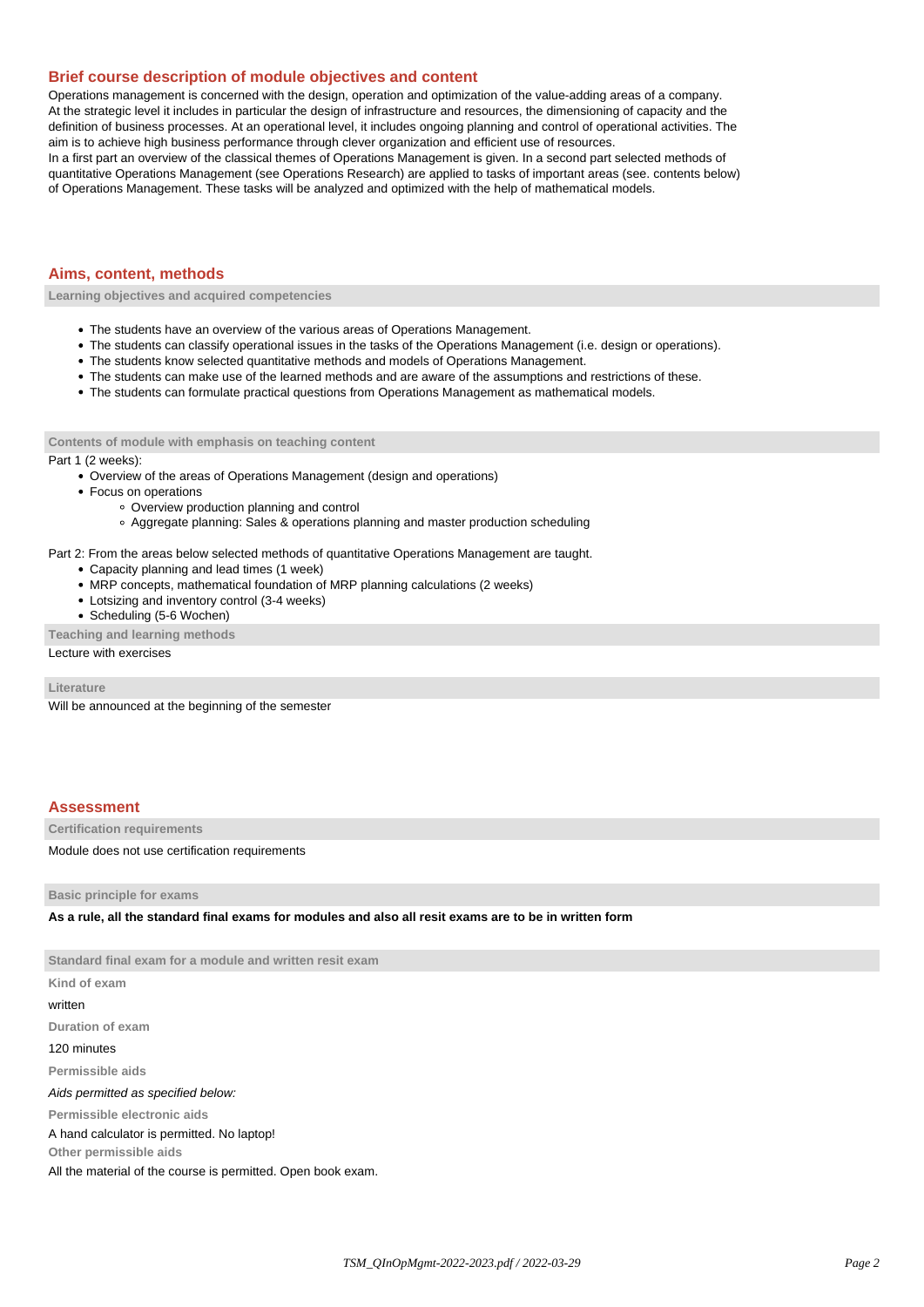## Brief course description of module objectives and content

Operations management is concerned with the design, operation and optimization of the value-adding areas of a company. At the strategic level it includes in particular the design of infrastructure and resources, the dimensioning of capacity and the definition of business processes. At an operational level, it includes ongoing planning and control of operational activities. The aim is to achieve high business performance through clever organization and efficient use of resources.
In a first part an overview of the classical themes of Operations Management is given. In a second part selected methods of quantitative Operations Management (see Operations Research) are applied to tasks of important areas (see. contents below) of Operations Management. These tasks will be analyzed and optimized with the help of mathematical models.

## Aims, content, methods

### Learning objectives and acquired competencies

- The students have an overview of the various areas of Operations Management.
- The students can classify operational issues in the tasks of the Operations Management (i.e. design or operations).
- The students know selected quantitative methods and models of Operations Management.
- The students can make use of the learned methods and are aware of the assumptions and restrictions of these.
- The students can formulate practical questions from Operations Management as mathematical models.

### Contents of module with emphasis on teaching content

Part 1 (2 weeks):

- Overview of the areas of Operations Management (design and operations)
- Focus on operations
  - Overview production planning and control
  - Aggregate planning: Sales & operations planning and master production scheduling

Part 2: From the areas below selected methods of quantitative Operations Management are taught.

- Capacity planning and lead times (1 week)
- MRP concepts, mathematical foundation of MRP planning calculations (2 weeks)
- Lotsizing and inventory control (3-4 weeks)
- Scheduling (5-6 Wochen)

### Teaching and learning methods

Lecture with exercises

### Literature

Will be announced at the beginning of the semester

## Assessment

### Certification requirements

Module does not use certification requirements

### Basic principle for exams

**As a rule, all the standard final exams for modules and also all resit exams are to be in written form**

### Standard final exam for a module and written resit exam

**Kind of exam**

written

**Duration of exam**

120 minutes

**Permissible aids**

*Aids permitted as specified below:*

**Permissible electronic aids**

A hand calculator is permitted. No laptop!

**Other permissible aids**

All the material of the course is permitted. Open book exam.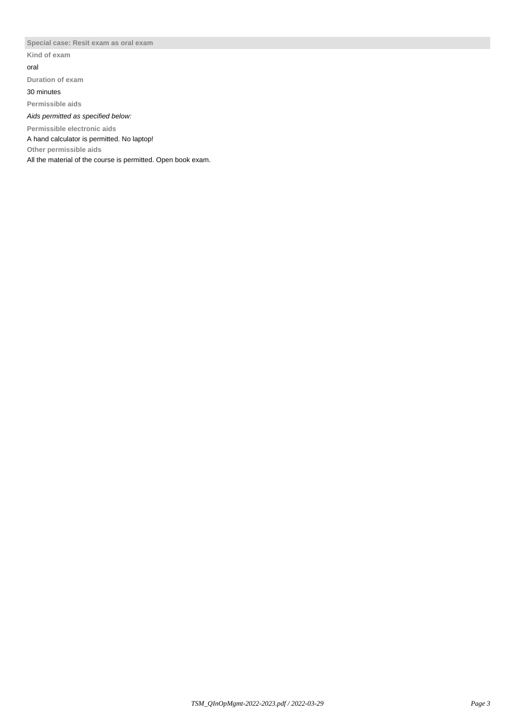## Special case: Resit exam as oral exam

**Kind of exam**

oral

**Duration of exam**

30 minutes

**Permissible aids**

*Aids permitted as specified below:*

**Permissible electronic aids**

A hand calculator is permitted. No laptop!

**Other permissible aids**

All the material of the course is permitted. Open book exam.